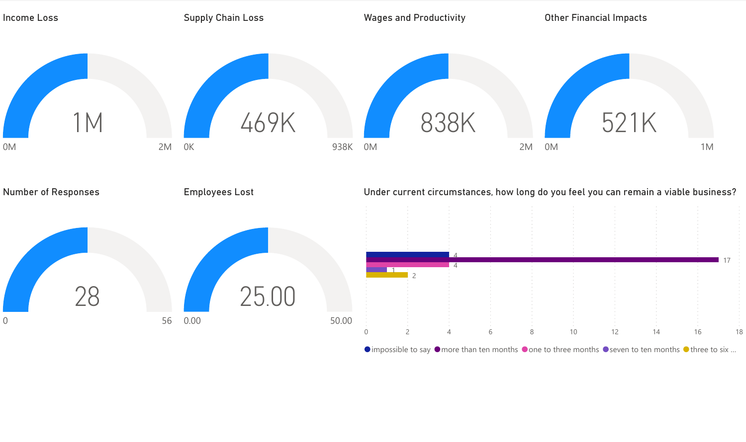## Income Loss

1M

0M | 2M

## Supply Chain Loss

469K

0K | 938K

## Wages and Productivity

838K

0M | 2M

## Other Financial Impacts

521K

0M | 1M

## Number of Responses

28

0 | 56

## Employees Lost

25.00

0.00 | 50.00

## Under current circumstances, how long do you feel you can remain a viable business?

| Response | Count |
| --- | --- |
| impossible to say | 4 |
| more than ten months | 17 |
| one to three months | 4 |
| seven to ten months | 1 |
| three to six ... | 2 |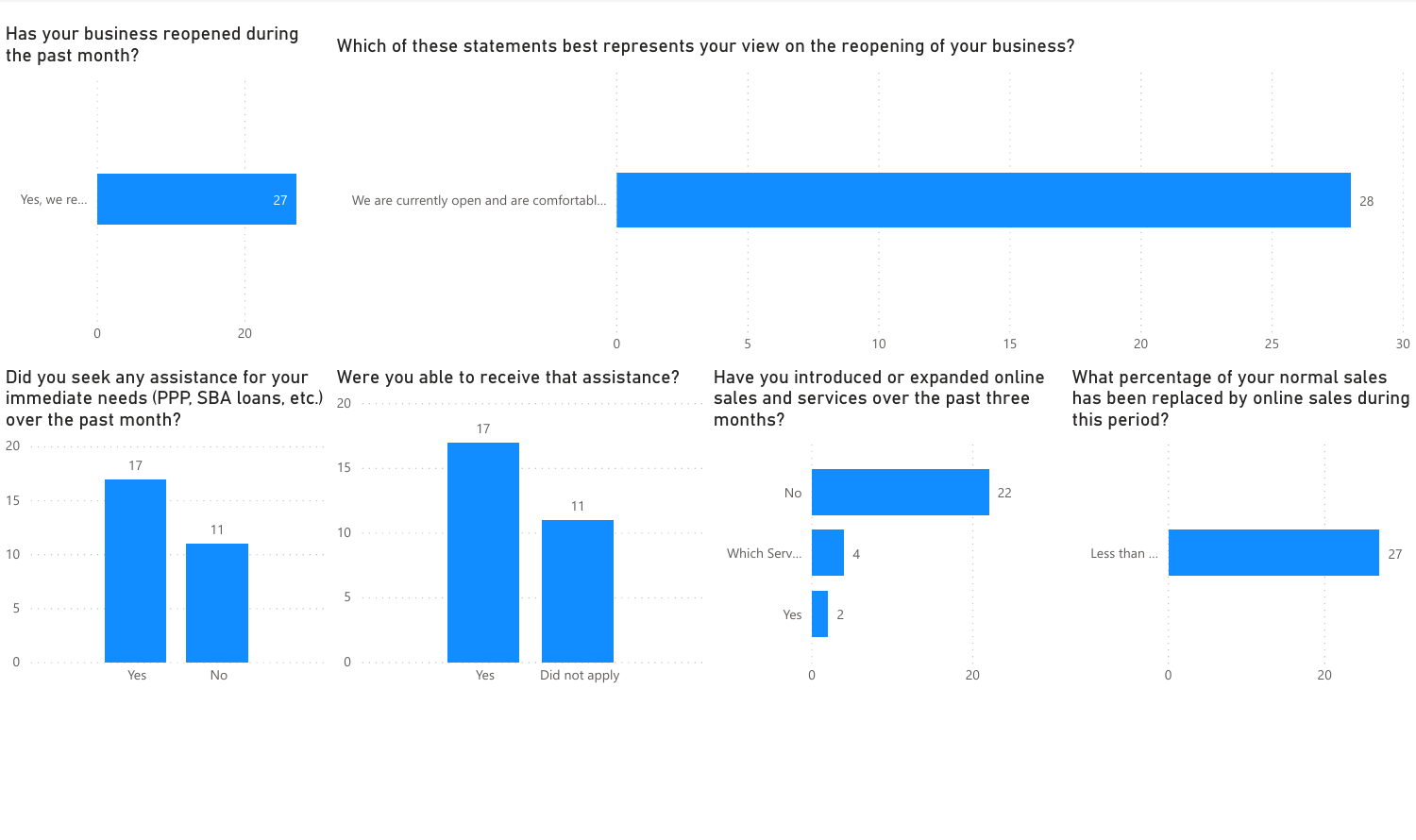## Has your business reopened during the past month?

Yes, we re...

27

0
20

## Which of these statements best represents your view on the reopening of your business?

We are currently open and are comfortabl...

28

0
5
10
15
20
25
30

## Did you seek any assistance for your immediate needs (PPP, SBA loans, etc.) over the past month?

17
11

Yes
No

0
5
10
15
20

## Were you able to receive that assistance?

17
11

Yes
Did not apply

0
5
10
15
20

## Have you introduced or expanded online sales and services over the past three months?

No
22

Which Serv...
4

Yes
2

0
20

## What percentage of your normal sales has been replaced by online sales during this period?

Less than ...

27

0
20